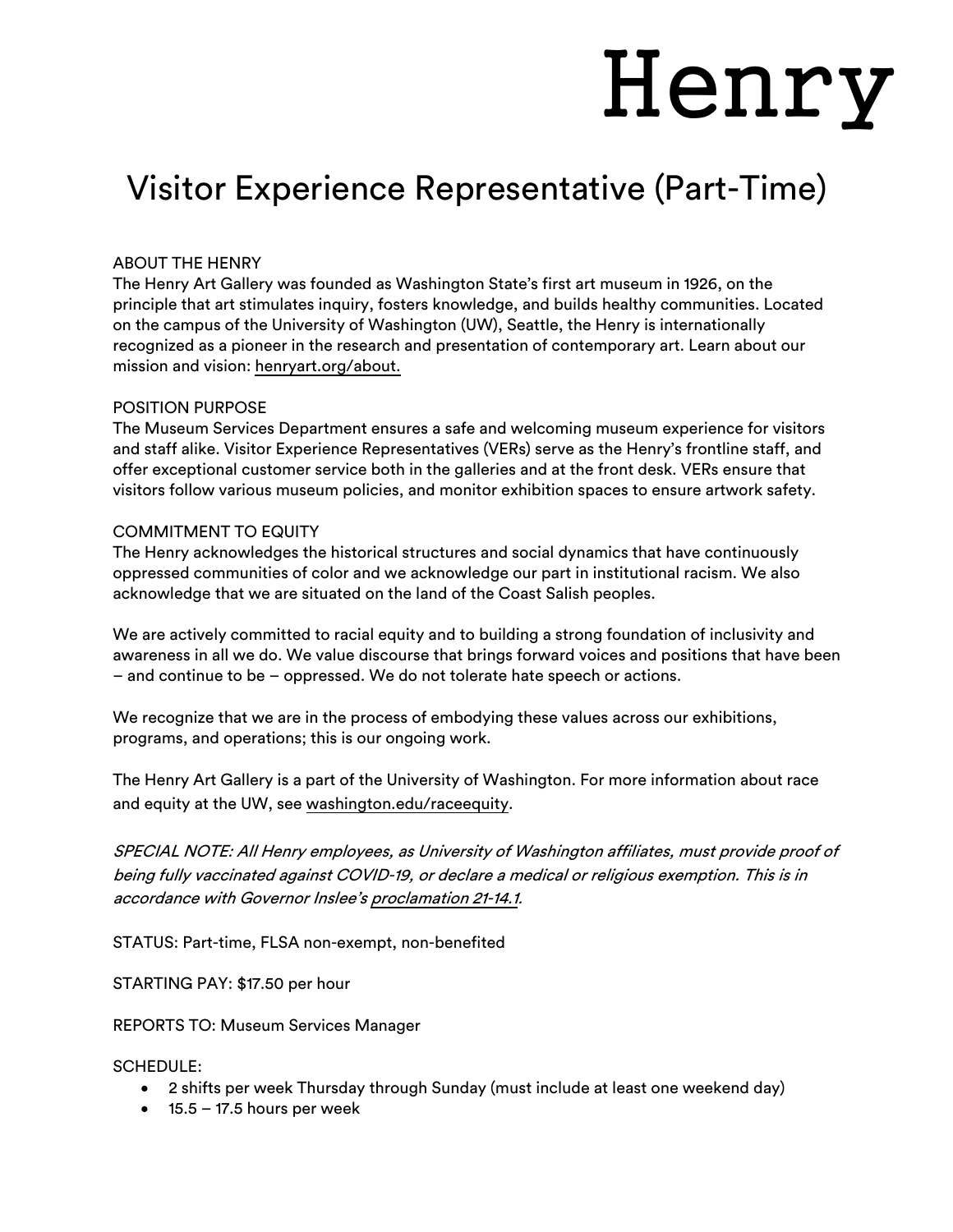# Henry

## Visitor Experience Representative (Part-Time)

ABOUT THE HENRY

The Henry Art Gallery was founded as Washington State's first art museum in 1926, on the principle that art stimulates inquiry, fosters knowledge, and builds healthy communities. Located on the campus of the University of Washington (UW), Seattle, the Henry is internationally recognized as a pioneer in the research and presentation of contemporary art. Learn about our mission and vision: henryart.org/about.

POSITION PURPOSE

The Museum Services Department ensures a safe and welcoming museum experience for visitors and staff alike. Visitor Experience Representatives (VERs) serve as the Henry's frontline staff, and offer exceptional customer service both in the galleries and at the front desk. VERs ensure that visitors follow various museum policies, and monitor exhibition spaces to ensure artwork safety.

COMMITMENT TO EQUITY

The Henry acknowledges the historical structures and social dynamics that have continuously oppressed communities of color and we acknowledge our part in institutional racism. We also acknowledge that we are situated on the land of the Coast Salish peoples.

We are actively committed to racial equity and to building a strong foundation of inclusivity and awareness in all we do. We value discourse that brings forward voices and positions that have been – and continue to be – oppressed. We do not tolerate hate speech or actions.

We recognize that we are in the process of embodying these values across our exhibitions, programs, and operations; this is our ongoing work.

The Henry Art Gallery is a part of the University of Washington. For more information about race and equity at the UW, see washington.edu/raceequity.

*SPECIAL NOTE: All Henry employees, as University of Washington affiliates, must provide proof of being fully vaccinated against COVID-19, or declare a medical or religious exemption. This is in accordance with Governor Inslee's proclamation 21-14.1.*

STATUS: Part-time, FLSA non-exempt, non-benefited

STARTING PAY: $17.50 per hour

REPORTS TO: Museum Services Manager

SCHEDULE:

- 2 shifts per week Thursday through Sunday (must include at least one weekend day)
- 15.5 – 17.5 hours per week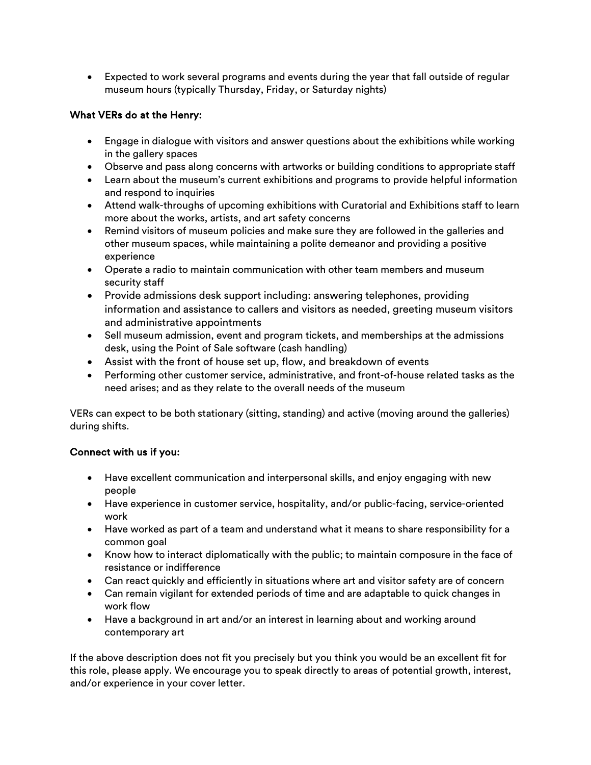- Expected to work several programs and events during the year that fall outside of regular museum hours (typically Thursday, Friday, or Saturday nights)

### What VERs do at the Henry:

- Engage in dialogue with visitors and answer questions about the exhibitions while working in the gallery spaces
- Observe and pass along concerns with artworks or building conditions to appropriate staff
- Learn about the museum's current exhibitions and programs to provide helpful information and respond to inquiries
- Attend walk-throughs of upcoming exhibitions with Curatorial and Exhibitions staff to learn more about the works, artists, and art safety concerns
- Remind visitors of museum policies and make sure they are followed in the galleries and other museum spaces, while maintaining a polite demeanor and providing a positive experience
- Operate a radio to maintain communication with other team members and museum security staff
- Provide admissions desk support including: answering telephones, providing information and assistance to callers and visitors as needed, greeting museum visitors and administrative appointments
- Sell museum admission, event and program tickets, and memberships at the admissions desk, using the Point of Sale software (cash handling)
- Assist with the front of house set up, flow, and breakdown of events
- Performing other customer service, administrative, and front-of-house related tasks as the need arises; and as they relate to the overall needs of the museum

VERs can expect to be both stationary (sitting, standing) and active (moving around the galleries) during shifts.

### Connect with us if you:

- Have excellent communication and interpersonal skills, and enjoy engaging with new people
- Have experience in customer service, hospitality, and/or public-facing, service-oriented work
- Have worked as part of a team and understand what it means to share responsibility for a common goal
- Know how to interact diplomatically with the public; to maintain composure in the face of resistance or indifference
- Can react quickly and efficiently in situations where art and visitor safety are of concern
- Can remain vigilant for extended periods of time and are adaptable to quick changes in work flow
- Have a background in art and/or an interest in learning about and working around contemporary art

If the above description does not fit you precisely but you think you would be an excellent fit for this role, please apply. We encourage you to speak directly to areas of potential growth, interest, and/or experience in your cover letter.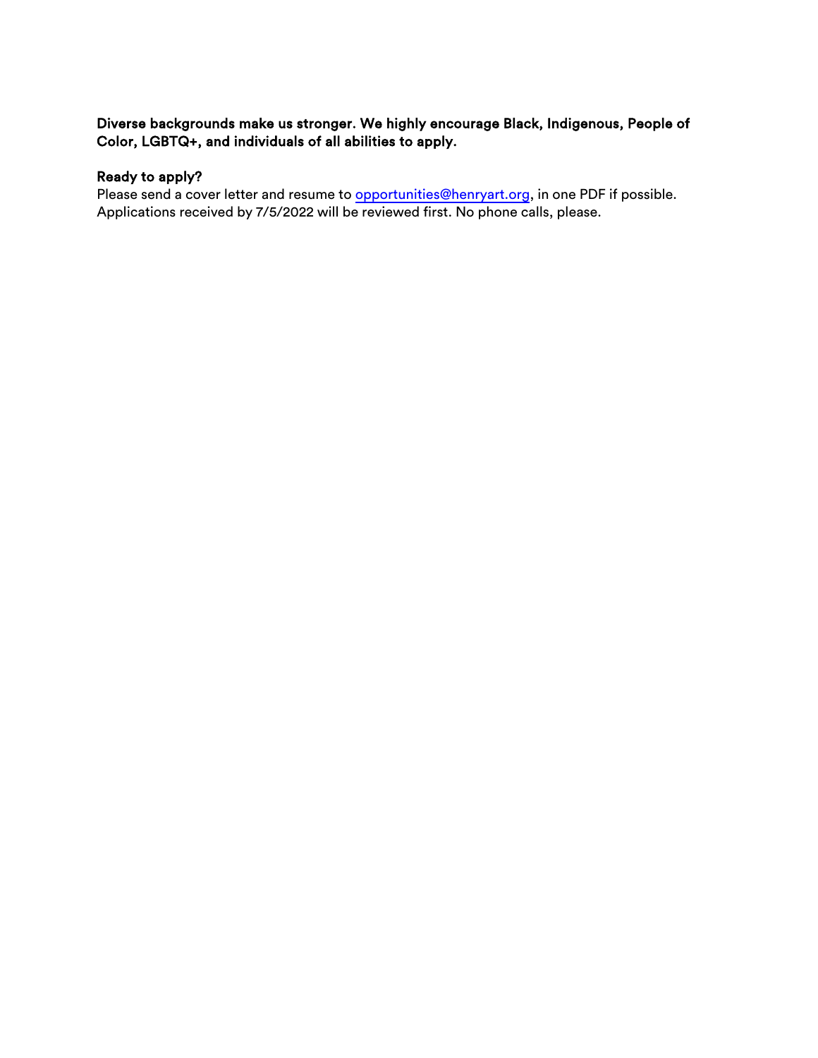**Diverse backgrounds make us stronger. We highly encourage Black, Indigenous, People of Color, LGBTQ+, and individuals of all abilities to apply.**

**Ready to apply?**
Please send a cover letter and resume to opportunities@henryart.org, in one PDF if possible. Applications received by 7/5/2022 will be reviewed first. No phone calls, please.